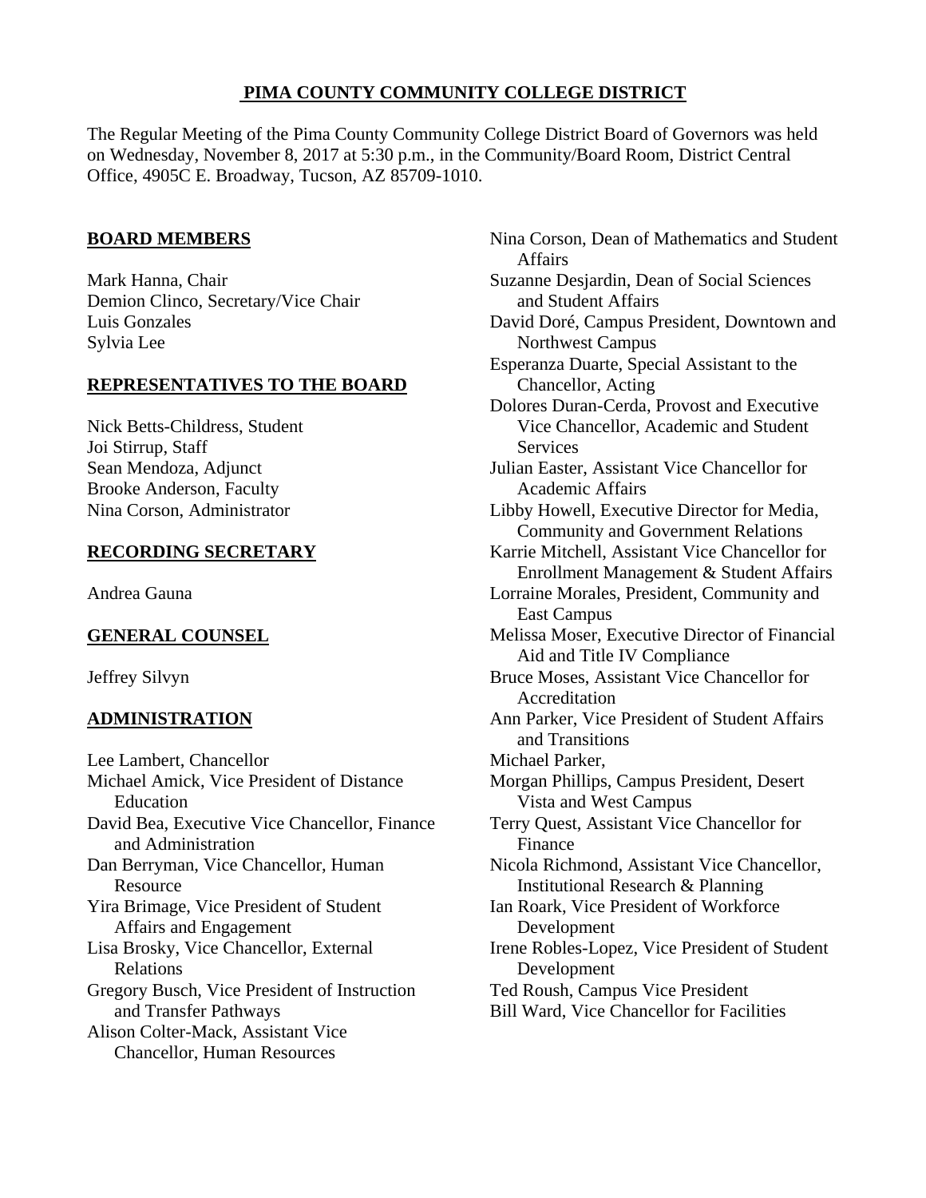# PIMA COUNTY COMMUNITY COLLEGE DISTRICT

The Regular Meeting of the Pima County Community College District Board of Governors was held on Wednesday, November 8, 2017 at 5:30 p.m., in the Community/Board Room, District Central Office, 4905C E. Broadway, Tucson, AZ 85709-1010.

## BOARD MEMBERS

Mark Hanna, Chair
Demion Clinco, Secretary/Vice Chair
Luis Gonzales
Sylvia Lee

## REPRESENTATIVES TO THE BOARD

Nick Betts-Childress, Student
Joi Stirrup, Staff
Sean Mendoza, Adjunct
Brooke Anderson, Faculty
Nina Corson, Administrator

## RECORDING SECRETARY

Andrea Gauna

## GENERAL COUNSEL

Jeffrey Silvyn

## ADMINISTRATION

Lee Lambert, Chancellor
Michael Amick, Vice President of Distance Education
David Bea, Executive Vice Chancellor, Finance and Administration
Dan Berryman, Vice Chancellor, Human Resource
Yira Brimage, Vice President of Student Affairs and Engagement
Lisa Brosky, Vice Chancellor, External Relations
Gregory Busch, Vice President of Instruction and Transfer Pathways
Alison Colter-Mack, Assistant Vice Chancellor, Human Resources
Nina Corson, Dean of Mathematics and Student Affairs
Suzanne Desjardin, Dean of Social Sciences and Student Affairs
David Doré, Campus President, Downtown and Northwest Campus
Esperanza Duarte, Special Assistant to the Chancellor, Acting
Dolores Duran-Cerda, Provost and Executive Vice Chancellor, Academic and Student Services
Julian Easter, Assistant Vice Chancellor for Academic Affairs
Libby Howell, Executive Director for Media, Community and Government Relations
Karrie Mitchell, Assistant Vice Chancellor for Enrollment Management & Student Affairs
Lorraine Morales, President, Community and East Campus
Melissa Moser, Executive Director of Financial Aid and Title IV Compliance
Bruce Moses, Assistant Vice Chancellor for Accreditation
Ann Parker, Vice President of Student Affairs and Transitions
Michael Parker,
Morgan Phillips, Campus President, Desert Vista and West Campus
Terry Quest, Assistant Vice Chancellor for Finance
Nicola Richmond, Assistant Vice Chancellor, Institutional Research & Planning
Ian Roark, Vice President of Workforce Development
Irene Robles-Lopez, Vice President of Student Development
Ted Roush, Campus Vice President
Bill Ward, Vice Chancellor for Facilities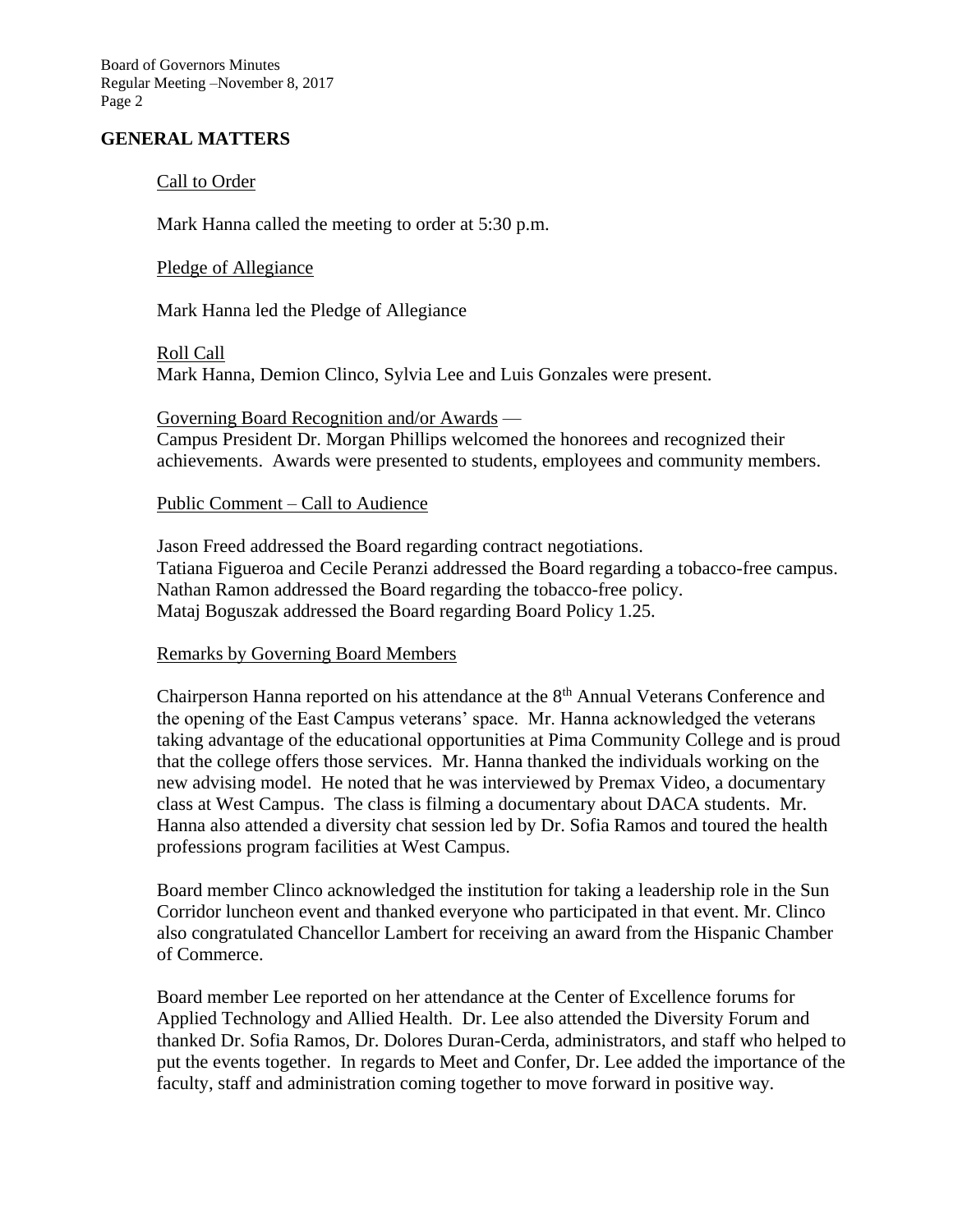## GENERAL MATTERS

Call to Order

Mark Hanna called the meeting to order at 5:30 p.m.

Pledge of Allegiance

Mark Hanna led the Pledge of Allegiance

Roll Call
Mark Hanna, Demion Clinco, Sylvia Lee and Luis Gonzales were present.

Governing Board Recognition and/or Awards —
Campus President Dr. Morgan Phillips welcomed the honorees and recognized their achievements. Awards were presented to students, employees and community members.

Public Comment – Call to Audience

Jason Freed addressed the Board regarding contract negotiations.
Tatiana Figueroa and Cecile Peranzi addressed the Board regarding a tobacco-free campus.
Nathan Ramon addressed the Board regarding the tobacco-free policy.
Mataj Boguszak addressed the Board regarding Board Policy 1.25.

Remarks by Governing Board Members

Chairperson Hanna reported on his attendance at the 8th Annual Veterans Conference and the opening of the East Campus veterans' space. Mr. Hanna acknowledged the veterans taking advantage of the educational opportunities at Pima Community College and is proud that the college offers those services. Mr. Hanna thanked the individuals working on the new advising model. He noted that he was interviewed by Premax Video, a documentary class at West Campus. The class is filming a documentary about DACA students. Mr. Hanna also attended a diversity chat session led by Dr. Sofia Ramos and toured the health professions program facilities at West Campus.

Board member Clinco acknowledged the institution for taking a leadership role in the Sun Corridor luncheon event and thanked everyone who participated in that event. Mr. Clinco also congratulated Chancellor Lambert for receiving an award from the Hispanic Chamber of Commerce.

Board member Lee reported on her attendance at the Center of Excellence forums for Applied Technology and Allied Health. Dr. Lee also attended the Diversity Forum and thanked Dr. Sofia Ramos, Dr. Dolores Duran-Cerda, administrators, and staff who helped to put the events together. In regards to Meet and Confer, Dr. Lee added the importance of the faculty, staff and administration coming together to move forward in positive way.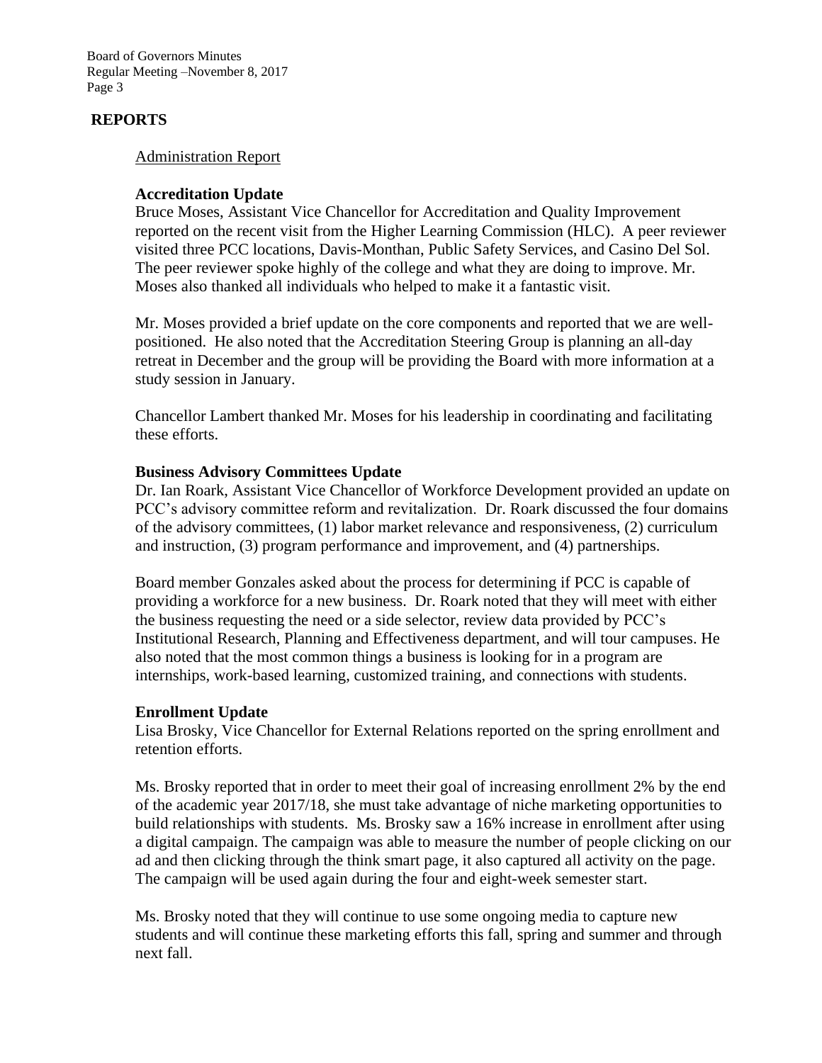## REPORTS

Administration Report

**Accreditation Update**

Bruce Moses, Assistant Vice Chancellor for Accreditation and Quality Improvement reported on the recent visit from the Higher Learning Commission (HLC). A peer reviewer visited three PCC locations, Davis-Monthan, Public Safety Services, and Casino Del Sol. The peer reviewer spoke highly of the college and what they are doing to improve. Mr. Moses also thanked all individuals who helped to make it a fantastic visit.

Mr. Moses provided a brief update on the core components and reported that we are well-positioned. He also noted that the Accreditation Steering Group is planning an all-day retreat in December and the group will be providing the Board with more information at a study session in January.

Chancellor Lambert thanked Mr. Moses for his leadership in coordinating and facilitating these efforts.

**Business Advisory Committees Update**

Dr. Ian Roark, Assistant Vice Chancellor of Workforce Development provided an update on PCC's advisory committee reform and revitalization. Dr. Roark discussed the four domains of the advisory committees, (1) labor market relevance and responsiveness, (2) curriculum and instruction, (3) program performance and improvement, and (4) partnerships.

Board member Gonzales asked about the process for determining if PCC is capable of providing a workforce for a new business. Dr. Roark noted that they will meet with either the business requesting the need or a side selector, review data provided by PCC's Institutional Research, Planning and Effectiveness department, and will tour campuses. He also noted that the most common things a business is looking for in a program are internships, work-based learning, customized training, and connections with students.

**Enrollment Update**

Lisa Brosky, Vice Chancellor for External Relations reported on the spring enrollment and retention efforts.

Ms. Brosky reported that in order to meet their goal of increasing enrollment 2% by the end of the academic year 2017/18, she must take advantage of niche marketing opportunities to build relationships with students. Ms. Brosky saw a 16% increase in enrollment after using a digital campaign. The campaign was able to measure the number of people clicking on our ad and then clicking through the think smart page, it also captured all activity on the page. The campaign will be used again during the four and eight-week semester start.

Ms. Brosky noted that they will continue to use some ongoing media to capture new students and will continue these marketing efforts this fall, spring and summer and through next fall.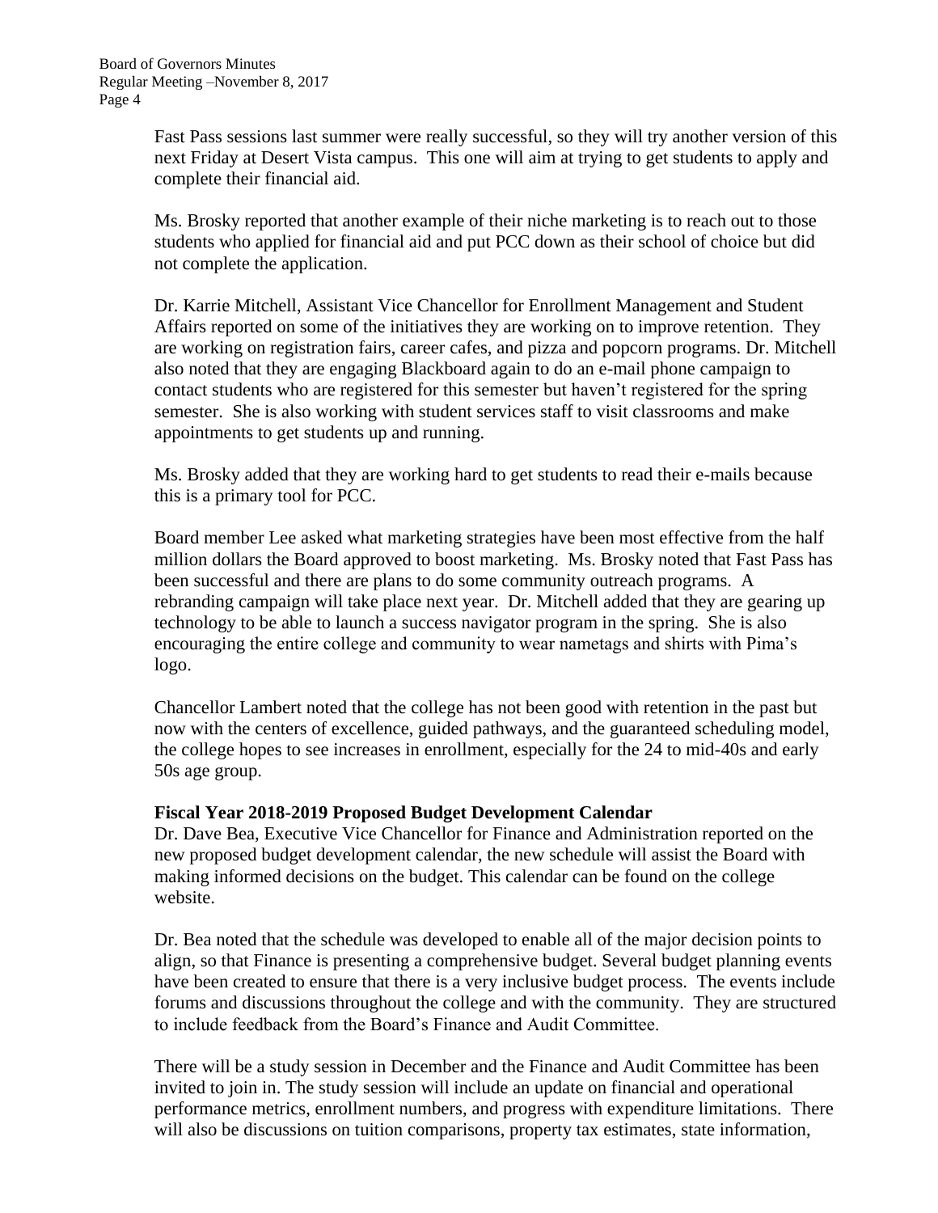Fast Pass sessions last summer were really successful, so they will try another version of this next Friday at Desert Vista campus. This one will aim at trying to get students to apply and complete their financial aid.

Ms. Brosky reported that another example of their niche marketing is to reach out to those students who applied for financial aid and put PCC down as their school of choice but did not complete the application.

Dr. Karrie Mitchell, Assistant Vice Chancellor for Enrollment Management and Student Affairs reported on some of the initiatives they are working on to improve retention. They are working on registration fairs, career cafes, and pizza and popcorn programs. Dr. Mitchell also noted that they are engaging Blackboard again to do an e-mail phone campaign to contact students who are registered for this semester but haven't registered for the spring semester. She is also working with student services staff to visit classrooms and make appointments to get students up and running.

Ms. Brosky added that they are working hard to get students to read their e-mails because this is a primary tool for PCC.

Board member Lee asked what marketing strategies have been most effective from the half million dollars the Board approved to boost marketing. Ms. Brosky noted that Fast Pass has been successful and there are plans to do some community outreach programs. A rebranding campaign will take place next year. Dr. Mitchell added that they are gearing up technology to be able to launch a success navigator program in the spring. She is also encouraging the entire college and community to wear nametags and shirts with Pima's logo.

Chancellor Lambert noted that the college has not been good with retention in the past but now with the centers of excellence, guided pathways, and the guaranteed scheduling model, the college hopes to see increases in enrollment, especially for the 24 to mid-40s and early 50s age group.

**Fiscal Year 2018-2019 Proposed Budget Development Calendar**

Dr. Dave Bea, Executive Vice Chancellor for Finance and Administration reported on the new proposed budget development calendar, the new schedule will assist the Board with making informed decisions on the budget. This calendar can be found on the college website.

Dr. Bea noted that the schedule was developed to enable all of the major decision points to align, so that Finance is presenting a comprehensive budget. Several budget planning events have been created to ensure that there is a very inclusive budget process. The events include forums and discussions throughout the college and with the community. They are structured to include feedback from the Board's Finance and Audit Committee.

There will be a study session in December and the Finance and Audit Committee has been invited to join in. The study session will include an update on financial and operational performance metrics, enrollment numbers, and progress with expenditure limitations. There will also be discussions on tuition comparisons, property tax estimates, state information,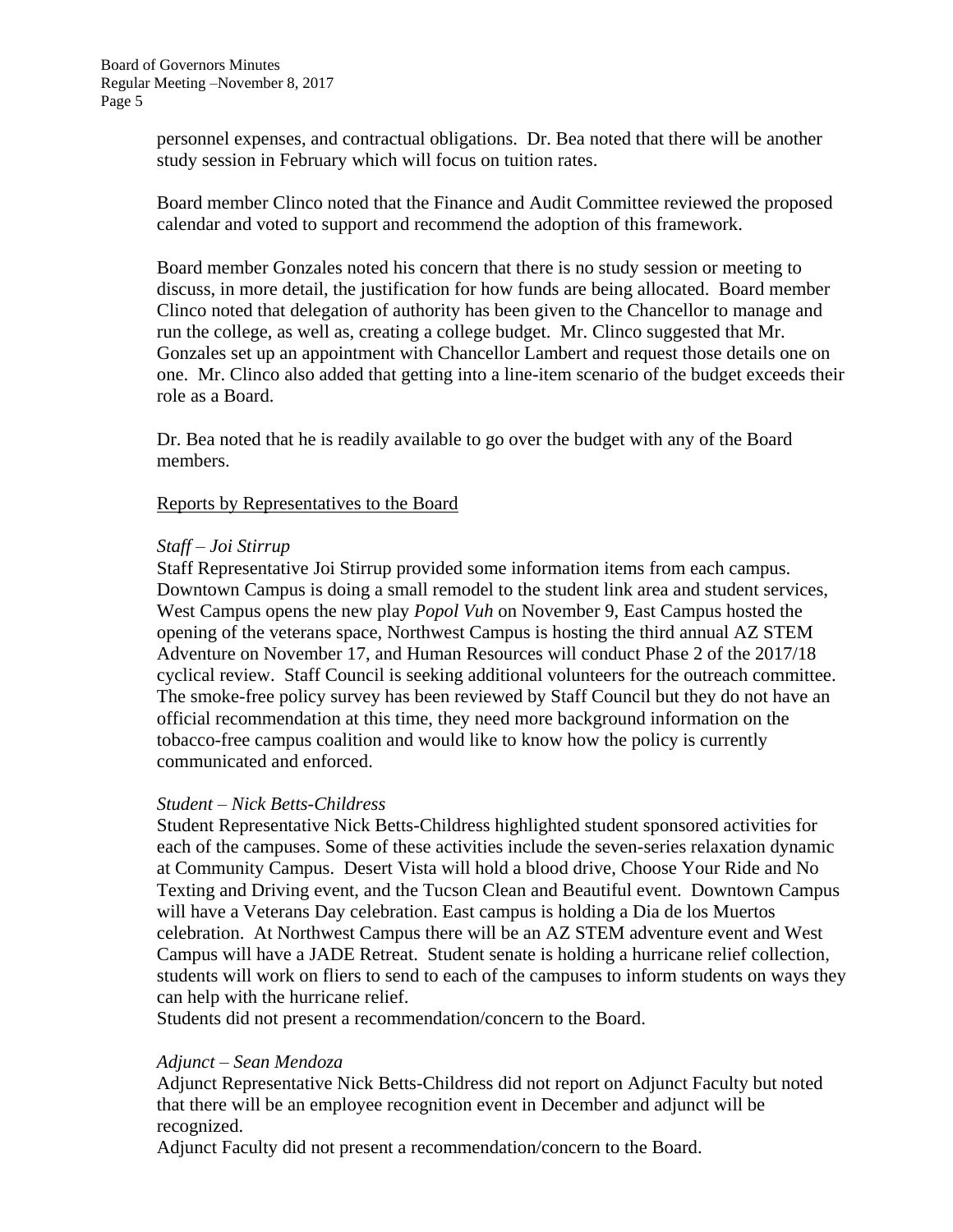personnel expenses, and contractual obligations. Dr. Bea noted that there will be another study session in February which will focus on tuition rates.

Board member Clinco noted that the Finance and Audit Committee reviewed the proposed calendar and voted to support and recommend the adoption of this framework.

Board member Gonzales noted his concern that there is no study session or meeting to discuss, in more detail, the justification for how funds are being allocated. Board member Clinco noted that delegation of authority has been given to the Chancellor to manage and run the college, as well as, creating a college budget. Mr. Clinco suggested that Mr. Gonzales set up an appointment with Chancellor Lambert and request those details one on one. Mr. Clinco also added that getting into a line-item scenario of the budget exceeds their role as a Board.

Dr. Bea noted that he is readily available to go over the budget with any of the Board members.

<u>Reports by Representatives to the Board</u>

*Staff – Joi Stirrup*

Staff Representative Joi Stirrup provided some information items from each campus. Downtown Campus is doing a small remodel to the student link area and student services, West Campus opens the new play *Popol Vuh* on November 9, East Campus hosted the opening of the veterans space, Northwest Campus is hosting the third annual AZ STEM Adventure on November 17, and Human Resources will conduct Phase 2 of the 2017/18 cyclical review. Staff Council is seeking additional volunteers for the outreach committee. The smoke-free policy survey has been reviewed by Staff Council but they do not have an official recommendation at this time, they need more background information on the tobacco-free campus coalition and would like to know how the policy is currently communicated and enforced.

*Student – Nick Betts-Childress*

Student Representative Nick Betts-Childress highlighted student sponsored activities for each of the campuses. Some of these activities include the seven-series relaxation dynamic at Community Campus. Desert Vista will hold a blood drive, Choose Your Ride and No Texting and Driving event, and the Tucson Clean and Beautiful event. Downtown Campus will have a Veterans Day celebration. East campus is holding a Dia de los Muertos celebration. At Northwest Campus there will be an AZ STEM adventure event and West Campus will have a JADE Retreat. Student senate is holding a hurricane relief collection, students will work on fliers to send to each of the campuses to inform students on ways they can help with the hurricane relief.
Students did not present a recommendation/concern to the Board.

*Adjunct – Sean Mendoza*

Adjunct Representative Nick Betts-Childress did not report on Adjunct Faculty but noted that there will be an employee recognition event in December and adjunct will be recognized.
Adjunct Faculty did not present a recommendation/concern to the Board.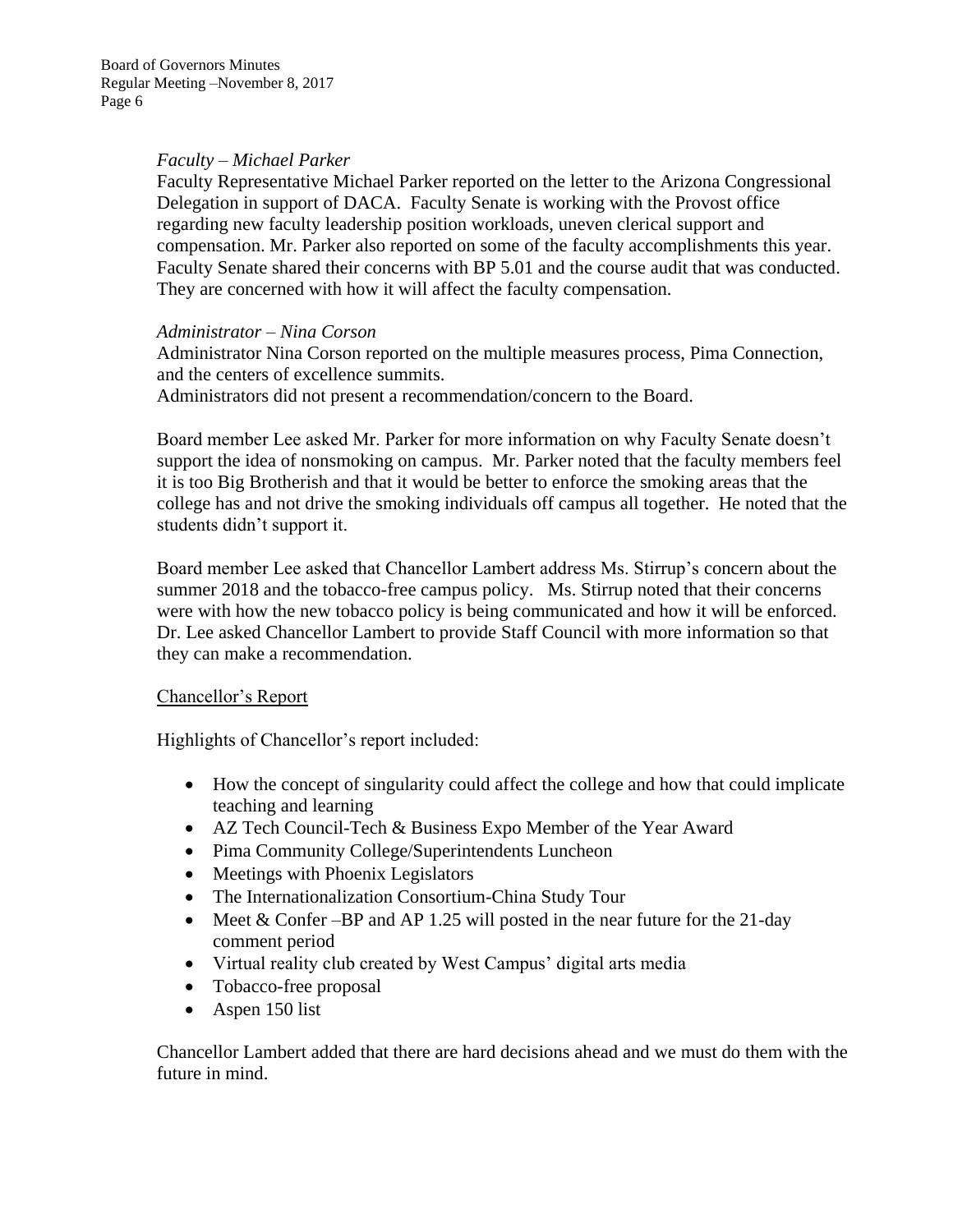*Faculty – Michael Parker*

Faculty Representative Michael Parker reported on the letter to the Arizona Congressional Delegation in support of DACA. Faculty Senate is working with the Provost office regarding new faculty leadership position workloads, uneven clerical support and compensation. Mr. Parker also reported on some of the faculty accomplishments this year. Faculty Senate shared their concerns with BP 5.01 and the course audit that was conducted. They are concerned with how it will affect the faculty compensation.

*Administrator – Nina Corson*

Administrator Nina Corson reported on the multiple measures process, Pima Connection, and the centers of excellence summits.

Administrators did not present a recommendation/concern to the Board.

Board member Lee asked Mr. Parker for more information on why Faculty Senate doesn't support the idea of nonsmoking on campus. Mr. Parker noted that the faculty members feel it is too Big Brotherish and that it would be better to enforce the smoking areas that the college has and not drive the smoking individuals off campus all together. He noted that the students didn't support it.

Board member Lee asked that Chancellor Lambert address Ms. Stirrup's concern about the summer 2018 and the tobacco-free campus policy. Ms. Stirrup noted that their concerns were with how the new tobacco policy is being communicated and how it will be enforced. Dr. Lee asked Chancellor Lambert to provide Staff Council with more information so that they can make a recommendation.

<u>Chancellor's Report</u>

Highlights of Chancellor's report included:

- How the concept of singularity could affect the college and how that could implicate teaching and learning
- AZ Tech Council-Tech & Business Expo Member of the Year Award
- Pima Community College/Superintendents Luncheon
- Meetings with Phoenix Legislators
- The Internationalization Consortium-China Study Tour
- Meet & Confer –BP and AP 1.25 will posted in the near future for the 21-day comment period
- Virtual reality club created by West Campus' digital arts media
- Tobacco-free proposal
- Aspen 150 list

Chancellor Lambert added that there are hard decisions ahead and we must do them with the future in mind.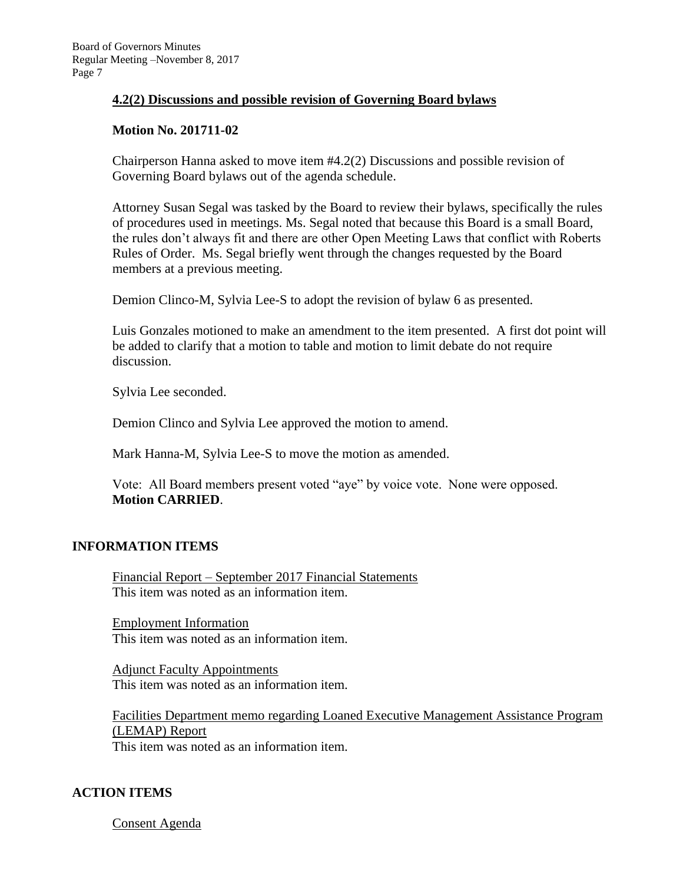**4.2(2) Discussions and possible revision of Governing Board bylaws**

**Motion No. 201711-02**

Chairperson Hanna asked to move item #4.2(2) Discussions and possible revision of Governing Board bylaws out of the agenda schedule.

Attorney Susan Segal was tasked by the Board to review their bylaws, specifically the rules of procedures used in meetings. Ms. Segal noted that because this Board is a small Board, the rules don't always fit and there are other Open Meeting Laws that conflict with Roberts Rules of Order. Ms. Segal briefly went through the changes requested by the Board members at a previous meeting.

Demion Clinco-M, Sylvia Lee-S to adopt the revision of bylaw 6 as presented.

Luis Gonzales motioned to make an amendment to the item presented. A first dot point will be added to clarify that a motion to table and motion to limit debate do not require discussion.

Sylvia Lee seconded.

Demion Clinco and Sylvia Lee approved the motion to amend.

Mark Hanna-M, Sylvia Lee-S to move the motion as amended.

Vote: All Board members present voted "aye" by voice vote. None were opposed. **Motion CARRIED**.

## INFORMATION ITEMS

Financial Report – September 2017 Financial Statements
This item was noted as an information item.

Employment Information
This item was noted as an information item.

Adjunct Faculty Appointments
This item was noted as an information item.

Facilities Department memo regarding Loaned Executive Management Assistance Program (LEMAP) Report
This item was noted as an information item.

## ACTION ITEMS

Consent Agenda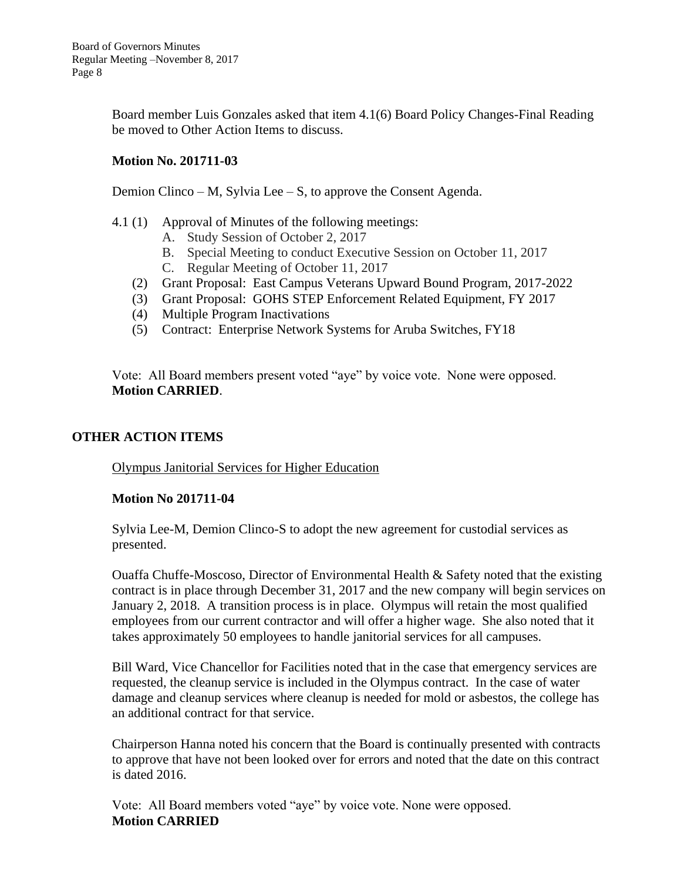Board member Luis Gonzales asked that item 4.1(6) Board Policy Changes-Final Reading be moved to Other Action Items to discuss.

**Motion No. 201711-03**

Demion Clinco – M, Sylvia Lee – S, to approve the Consent Agenda.

4.1 (1) Approval of Minutes of the following meetings:
- A. Study Session of October 2, 2017
- B. Special Meeting to conduct Executive Session on October 11, 2017
- C. Regular Meeting of October 11, 2017

(2) Grant Proposal: East Campus Veterans Upward Bound Program, 2017-2022

(3) Grant Proposal: GOHS STEP Enforcement Related Equipment, FY 2017

(4) Multiple Program Inactivations

(5) Contract: Enterprise Network Systems for Aruba Switches, FY18

Vote: All Board members present voted "aye" by voice vote. None were opposed.
**Motion CARRIED**.

## OTHER ACTION ITEMS

Olympus Janitorial Services for Higher Education

**Motion No 201711-04**

Sylvia Lee-M, Demion Clinco-S to adopt the new agreement for custodial services as presented.

Ouaffa Chuffe-Moscoso, Director of Environmental Health & Safety noted that the existing contract is in place through December 31, 2017 and the new company will begin services on January 2, 2018. A transition process is in place. Olympus will retain the most qualified employees from our current contractor and will offer a higher wage. She also noted that it takes approximately 50 employees to handle janitorial services for all campuses.

Bill Ward, Vice Chancellor for Facilities noted that in the case that emergency services are requested, the cleanup service is included in the Olympus contract. In the case of water damage and cleanup services where cleanup is needed for mold or asbestos, the college has an additional contract for that service.

Chairperson Hanna noted his concern that the Board is continually presented with contracts to approve that have not been looked over for errors and noted that the date on this contract is dated 2016.

Vote: All Board members voted "aye" by voice vote. None were opposed.
**Motion CARRIED**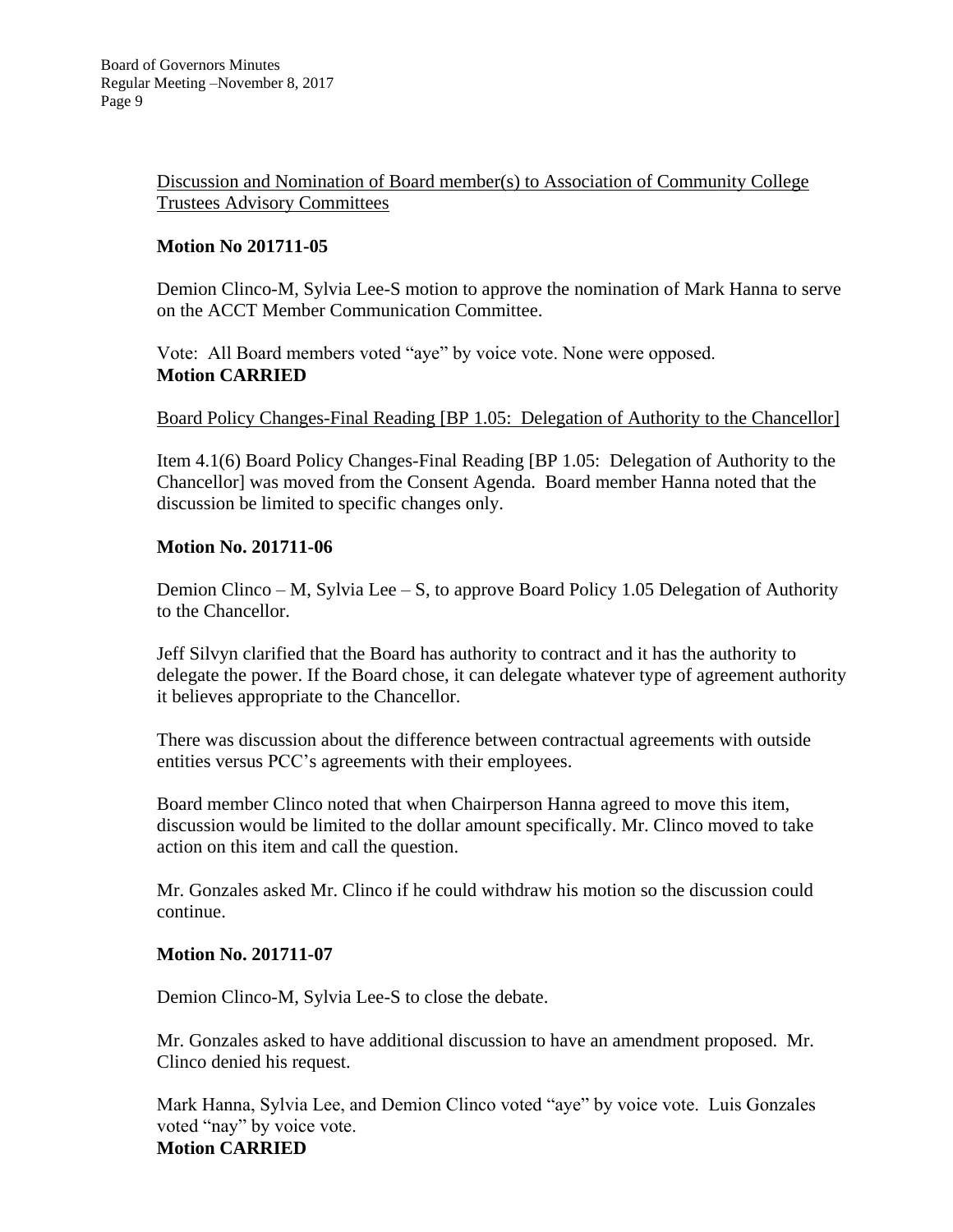Discussion and Nomination of Board member(s) to Association of Community College Trustees Advisory Committees

**Motion No 201711-05**

Demion Clinco-M, Sylvia Lee-S motion to approve the nomination of Mark Hanna to serve on the ACCT Member Communication Committee.

Vote: All Board members voted "aye" by voice vote. None were opposed.
**Motion CARRIED**

Board Policy Changes-Final Reading [BP 1.05: Delegation of Authority to the Chancellor]

Item 4.1(6) Board Policy Changes-Final Reading [BP 1.05: Delegation of Authority to the Chancellor] was moved from the Consent Agenda. Board member Hanna noted that the discussion be limited to specific changes only.

**Motion No. 201711-06**

Demion Clinco – M, Sylvia Lee – S, to approve Board Policy 1.05 Delegation of Authority to the Chancellor.

Jeff Silvyn clarified that the Board has authority to contract and it has the authority to delegate the power. If the Board chose, it can delegate whatever type of agreement authority it believes appropriate to the Chancellor.

There was discussion about the difference between contractual agreements with outside entities versus PCC's agreements with their employees.

Board member Clinco noted that when Chairperson Hanna agreed to move this item, discussion would be limited to the dollar amount specifically. Mr. Clinco moved to take action on this item and call the question.

Mr. Gonzales asked Mr. Clinco if he could withdraw his motion so the discussion could continue.

**Motion No. 201711-07**

Demion Clinco-M, Sylvia Lee-S to close the debate.

Mr. Gonzales asked to have additional discussion to have an amendment proposed. Mr. Clinco denied his request.

Mark Hanna, Sylvia Lee, and Demion Clinco voted "aye" by voice vote. Luis Gonzales voted "nay" by voice vote.
**Motion CARRIED**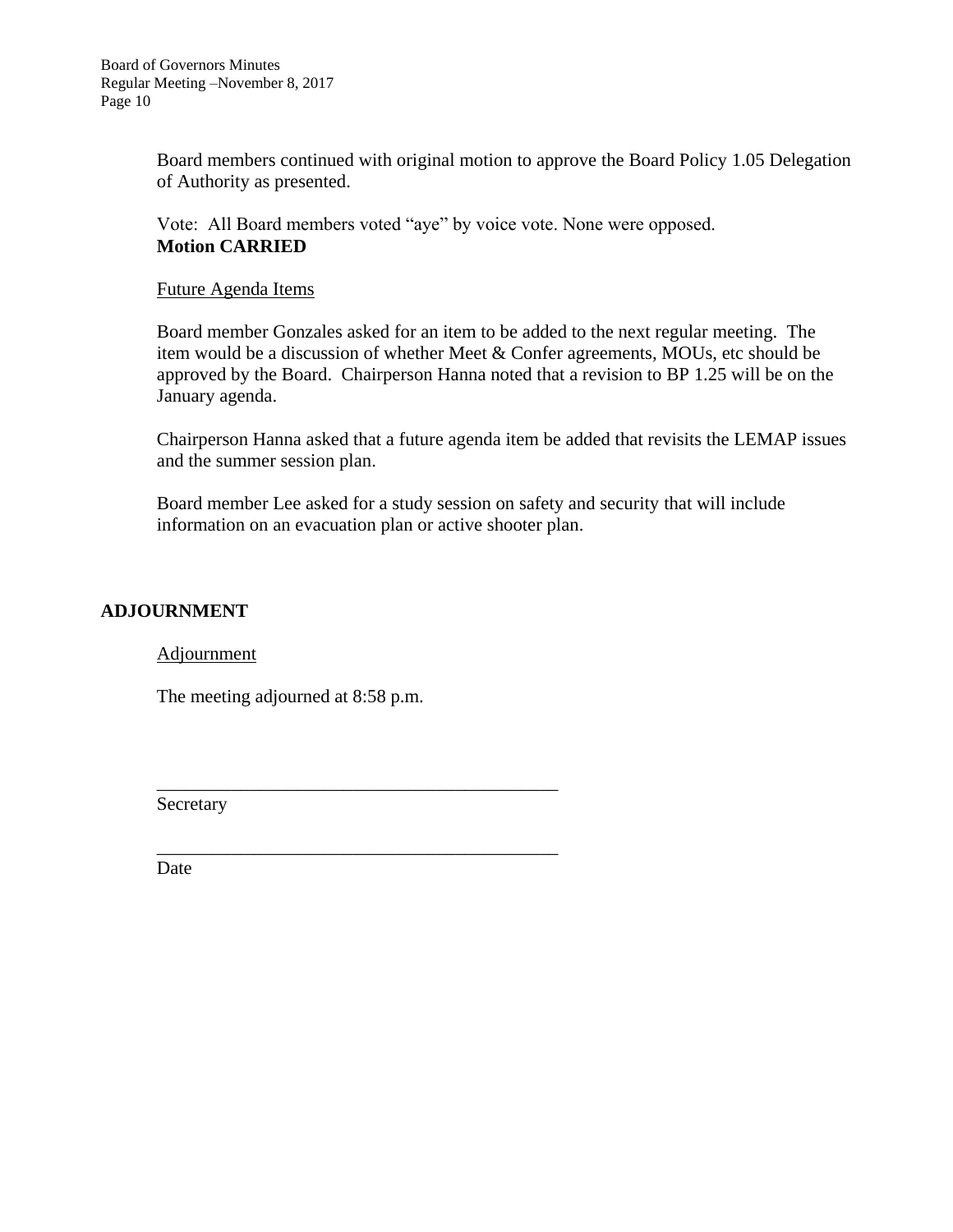Board members continued with original motion to approve the Board Policy 1.05 Delegation of Authority as presented.

Vote: All Board members voted "aye" by voice vote. None were opposed.
**Motion CARRIED**

Future Agenda Items

Board member Gonzales asked for an item to be added to the next regular meeting. The item would be a discussion of whether Meet & Confer agreements, MOUs, etc should be approved by the Board. Chairperson Hanna noted that a revision to BP 1.25 will be on the January agenda.

Chairperson Hanna asked that a future agenda item be added that revisits the LEMAP issues and the summer session plan.

Board member Lee asked for a study session on safety and security that will include information on an evacuation plan or active shooter plan.

## ADJOURNMENT

Adjournment

The meeting adjourned at 8:58 p.m.

____________________________________________
Secretary

____________________________________________
Date